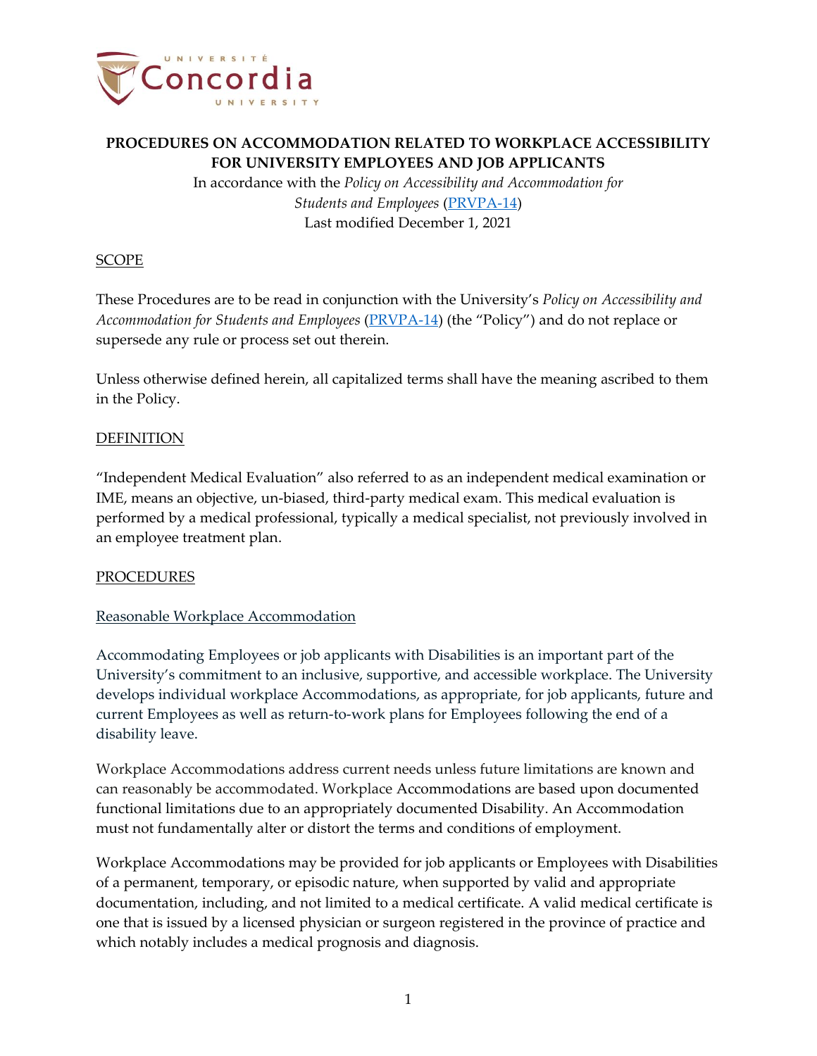**PROCEDURES ON ACCOMMODATION RELATED TO WORKPLACE ACCESSIBILITY FOR UNIVERSITY EMPLOYEES AND JOB APPLICANTS**

In accordance with the *Policy on Accessibility and Accommodation for Students and Employees* (PRVPA-14)

Last modified December 1, 2021

## SCOPE

These Procedures are to be read in conjunction with the University's *Policy on Accessibility and Accommodation for Students and Employees* (PRVPA-14) (the "Policy") and do not replace or supersede any rule or process set out therein.

Unless otherwise defined herein, all capitalized terms shall have the meaning ascribed to them in the Policy.

## DEFINITION

"Independent Medical Evaluation" also referred to as an independent medical examination or IME, means an objective, un-biased, third-party medical exam. This medical evaluation is performed by a medical professional, typically a medical specialist, not previously involved in an employee treatment plan.

## PROCEDURES

### Reasonable Workplace Accommodation

Accommodating Employees or job applicants with Disabilities is an important part of the University's commitment to an inclusive, supportive, and accessible workplace. The University develops individual workplace Accommodations, as appropriate, for job applicants, future and current Employees as well as return-to-work plans for Employees following the end of a disability leave.

Workplace Accommodations address current needs unless future limitations are known and can reasonably be accommodated. Workplace Accommodations are based upon documented functional limitations due to an appropriately documented Disability. An Accommodation must not fundamentally alter or distort the terms and conditions of employment.

Workplace Accommodations may be provided for job applicants or Employees with Disabilities of a permanent, temporary, or episodic nature, when supported by valid and appropriate documentation, including, and not limited to a medical certificate. A valid medical certificate is one that is issued by a licensed physician or surgeon registered in the province of practice and which notably includes a medical prognosis and diagnosis.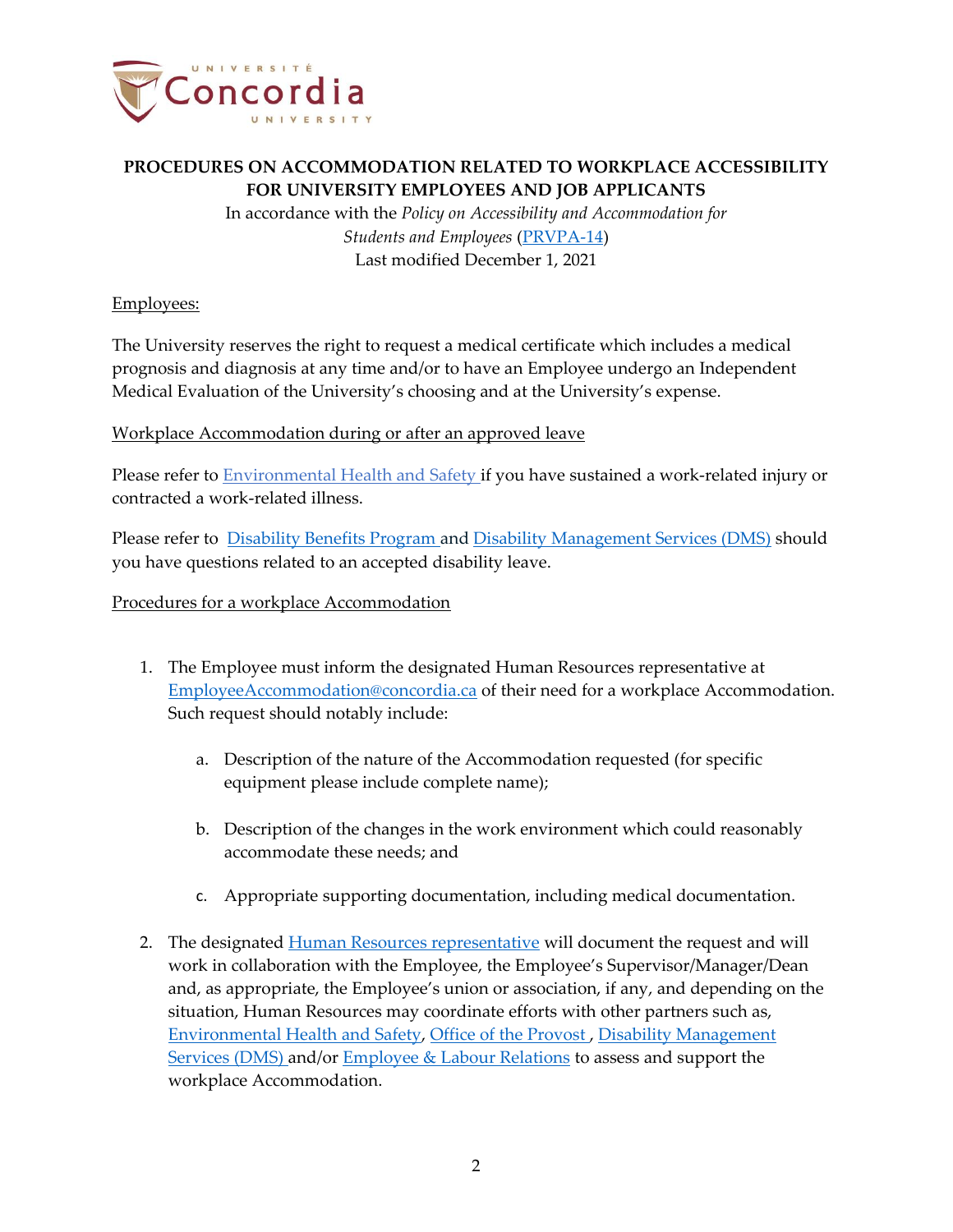**PROCEDURES ON ACCOMMODATION RELATED TO WORKPLACE ACCESSIBILITY FOR UNIVERSITY EMPLOYEES AND JOB APPLICANTS**

In accordance with the *Policy on Accessibility and Accommodation for Students and Employees* (PRVPA-14)

Last modified December 1, 2021

Employees:

The University reserves the right to request a medical certificate which includes a medical prognosis and diagnosis at any time and/or to have an Employee undergo an Independent Medical Evaluation of the University's choosing and at the University's expense.

Workplace Accommodation during or after an approved leave

Please refer to Environmental Health and Safety if you have sustained a work-related injury or contracted a work-related illness.

Please refer to Disability Benefits Program and Disability Management Services (DMS) should you have questions related to an accepted disability leave.

Procedures for a workplace Accommodation

1. The Employee must inform the designated Human Resources representative at EmployeeAccommodation@concordia.ca of their need for a workplace Accommodation. Such request should notably include:

   a. Description of the nature of the Accommodation requested (for specific equipment please include complete name);

   b. Description of the changes in the work environment which could reasonably accommodate these needs; and

   c. Appropriate supporting documentation, including medical documentation.

2. The designated Human Resources representative will document the request and will work in collaboration with the Employee, the Employee's Supervisor/Manager/Dean and, as appropriate, the Employee's union or association, if any, and depending on the situation, Human Resources may coordinate efforts with other partners such as, Environmental Health and Safety, Office of the Provost, Disability Management Services (DMS) and/or Employee & Labour Relations to assess and support the workplace Accommodation.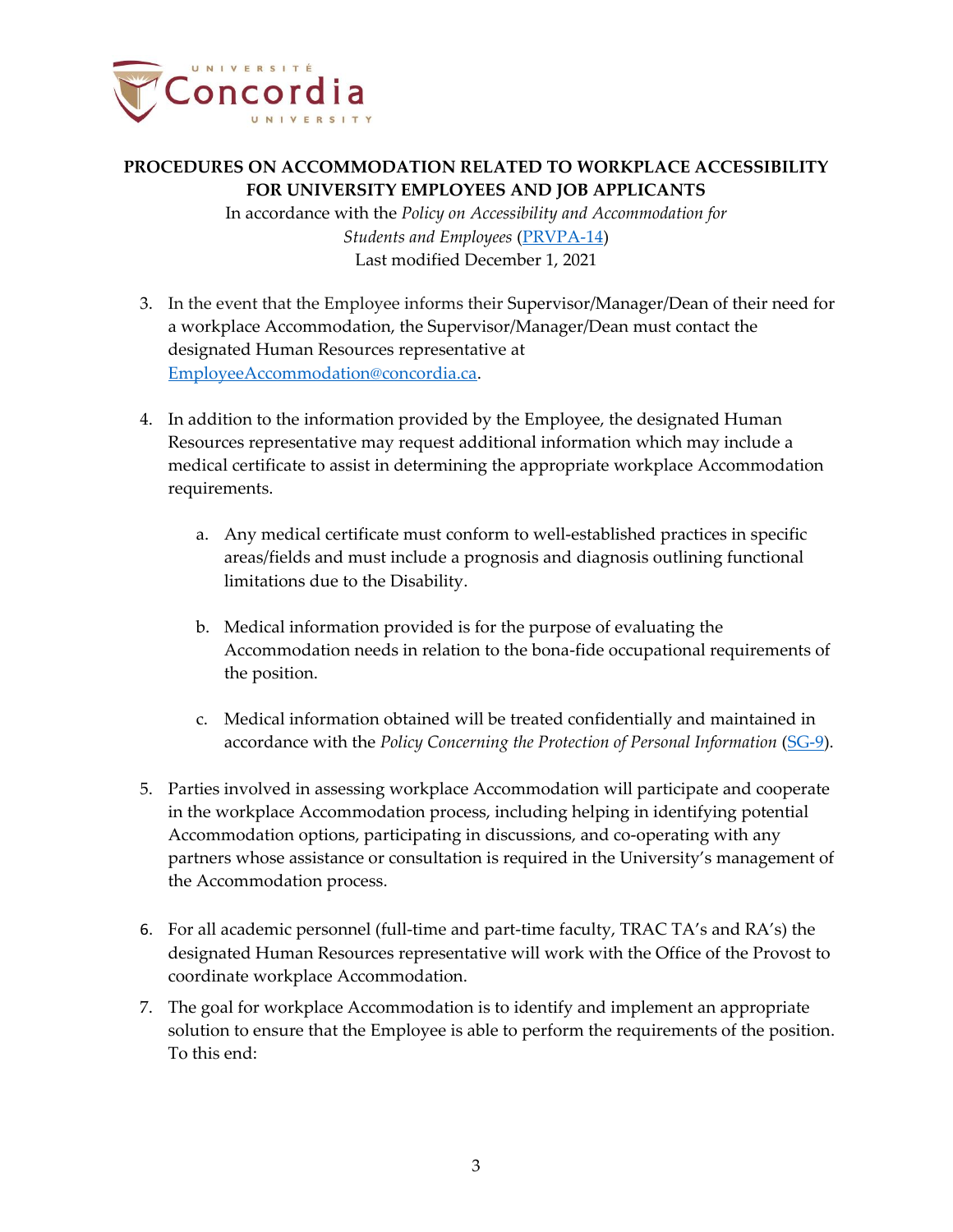**PROCEDURES ON ACCOMMODATION RELATED TO WORKPLACE ACCESSIBILITY FOR UNIVERSITY EMPLOYEES AND JOB APPLICANTS**

In accordance with the *Policy on Accessibility and Accommodation for Students and Employees* (PRVPA-14)
Last modified December 1, 2021

3. In the event that the Employee informs their Supervisor/Manager/Dean of their need for a workplace Accommodation, the Supervisor/Manager/Dean must contact the designated Human Resources representative at EmployeeAccommodation@concordia.ca.

4. In addition to the information provided by the Employee, the designated Human Resources representative may request additional information which may include a medical certificate to assist in determining the appropriate workplace Accommodation requirements.

   a. Any medical certificate must conform to well-established practices in specific areas/fields and must include a prognosis and diagnosis outlining functional limitations due to the Disability.

   b. Medical information provided is for the purpose of evaluating the Accommodation needs in relation to the bona-fide occupational requirements of the position.

   c. Medical information obtained will be treated confidentially and maintained in accordance with the *Policy Concerning the Protection of Personal Information* (SG-9).

5. Parties involved in assessing workplace Accommodation will participate and cooperate in the workplace Accommodation process, including helping in identifying potential Accommodation options, participating in discussions, and co-operating with any partners whose assistance or consultation is required in the University's management of the Accommodation process.

6. For all academic personnel (full-time and part-time faculty, TRAC TA's and RA's) the designated Human Resources representative will work with the Office of the Provost to coordinate workplace Accommodation.

7. The goal for workplace Accommodation is to identify and implement an appropriate solution to ensure that the Employee is able to perform the requirements of the position. To this end: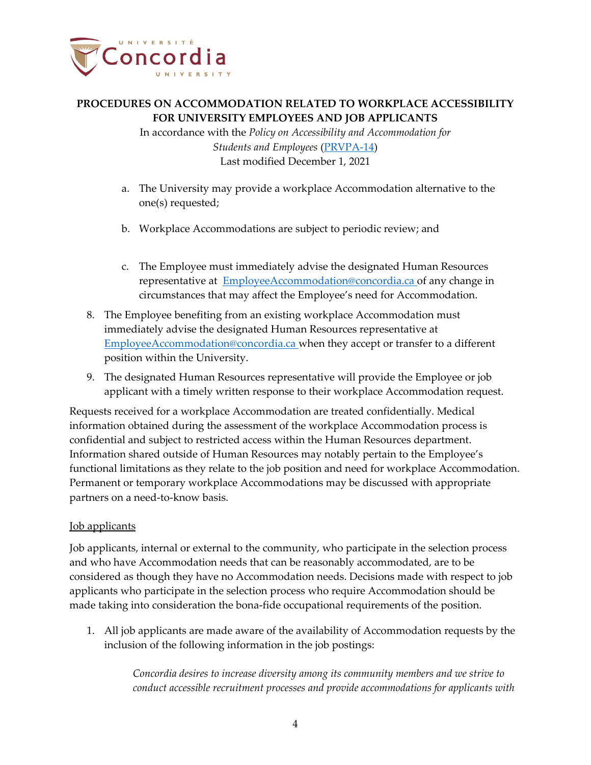**PROCEDURES ON ACCOMMODATION RELATED TO WORKPLACE ACCESSIBILITY FOR UNIVERSITY EMPLOYEES AND JOB APPLICANTS**

In accordance with the *Policy on Accessibility and Accommodation for Students and Employees* (PRVPA-14)
Last modified December 1, 2021

a. The University may provide a workplace Accommodation alternative to the one(s) requested;

b. Workplace Accommodations are subject to periodic review; and

c. The Employee must immediately advise the designated Human Resources representative at EmployeeAccommodation@concordia.ca of any change in circumstances that may affect the Employee's need for Accommodation.

8. The Employee benefiting from an existing workplace Accommodation must immediately advise the designated Human Resources representative at EmployeeAccommodation@concordia.ca when they accept or transfer to a different position within the University.

9. The designated Human Resources representative will provide the Employee or job applicant with a timely written response to their workplace Accommodation request.

Requests received for a workplace Accommodation are treated confidentially. Medical information obtained during the assessment of the workplace Accommodation process is confidential and subject to restricted access within the Human Resources department. Information shared outside of Human Resources may notably pertain to the Employee's functional limitations as they relate to the job position and need for workplace Accommodation. Permanent or temporary workplace Accommodations may be discussed with appropriate partners on a need-to-know basis.

Job applicants

Job applicants, internal or external to the community, who participate in the selection process and who have Accommodation needs that can be reasonably accommodated, are to be considered as though they have no Accommodation needs. Decisions made with respect to job applicants who participate in the selection process who require Accommodation should be made taking into consideration the bona-fide occupational requirements of the position.

1. All job applicants are made aware of the availability of Accommodation requests by the inclusion of the following information in the job postings:

   *Concordia desires to increase diversity among its community members and we strive to conduct accessible recruitment processes and provide accommodations for applicants with*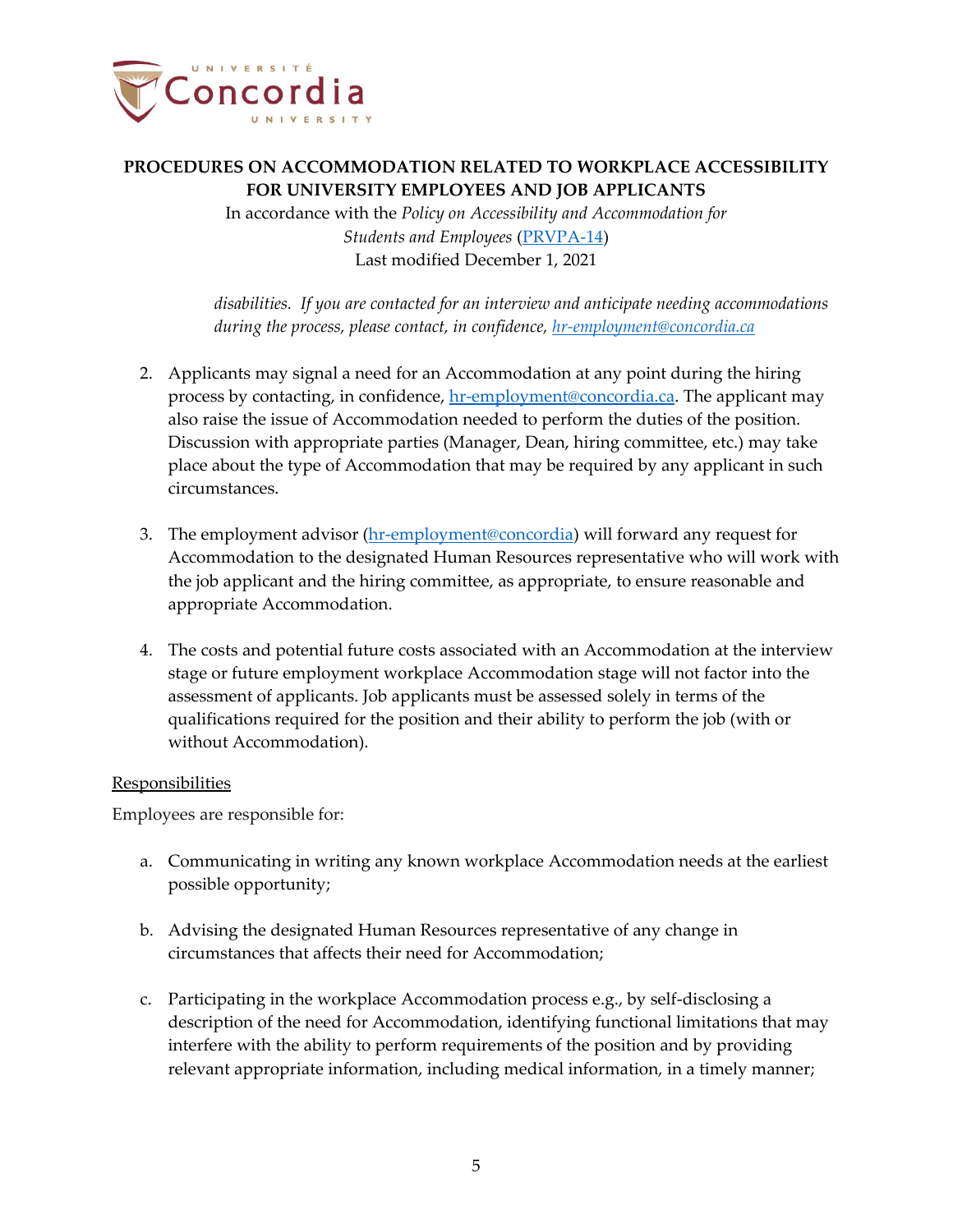*disabilities. If you are contacted for an interview and anticipate needing accommodations during the process, please contact, in confidence, [hr-employment@concordia.ca](mailto:hr-employment@concordia.ca)*

2. Applicants may signal a need for an Accommodation at any point during the hiring process by contacting, in confidence, [hr-employment@concordia.ca](mailto:hr-employment@concordia.ca). The applicant may also raise the issue of Accommodation needed to perform the duties of the position. Discussion with appropriate parties (Manager, Dean, hiring committee, etc.) may take place about the type of Accommodation that may be required by any applicant in such circumstances.

3. The employment advisor ([hr-employment@concordia](mailto:hr-employment@concordia.ca)) will forward any request for Accommodation to the designated Human Resources representative who will work with the job applicant and the hiring committee, as appropriate, to ensure reasonable and appropriate Accommodation.

4. The costs and potential future costs associated with an Accommodation at the interview stage or future employment workplace Accommodation stage will not factor into the assessment of applicants. Job applicants must be assessed solely in terms of the qualifications required for the position and their ability to perform the job (with or without Accommodation).

<u>Responsibilities</u>

Employees are responsible for:

a. Communicating in writing any known workplace Accommodation needs at the earliest possible opportunity;

b. Advising the designated Human Resources representative of any change in circumstances that affects their need for Accommodation;

c. Participating in the workplace Accommodation process e.g., by self-disclosing a description of the need for Accommodation, identifying functional limitations that may interfere with the ability to perform requirements of the position and by providing relevant appropriate information, including medical information, in a timely manner;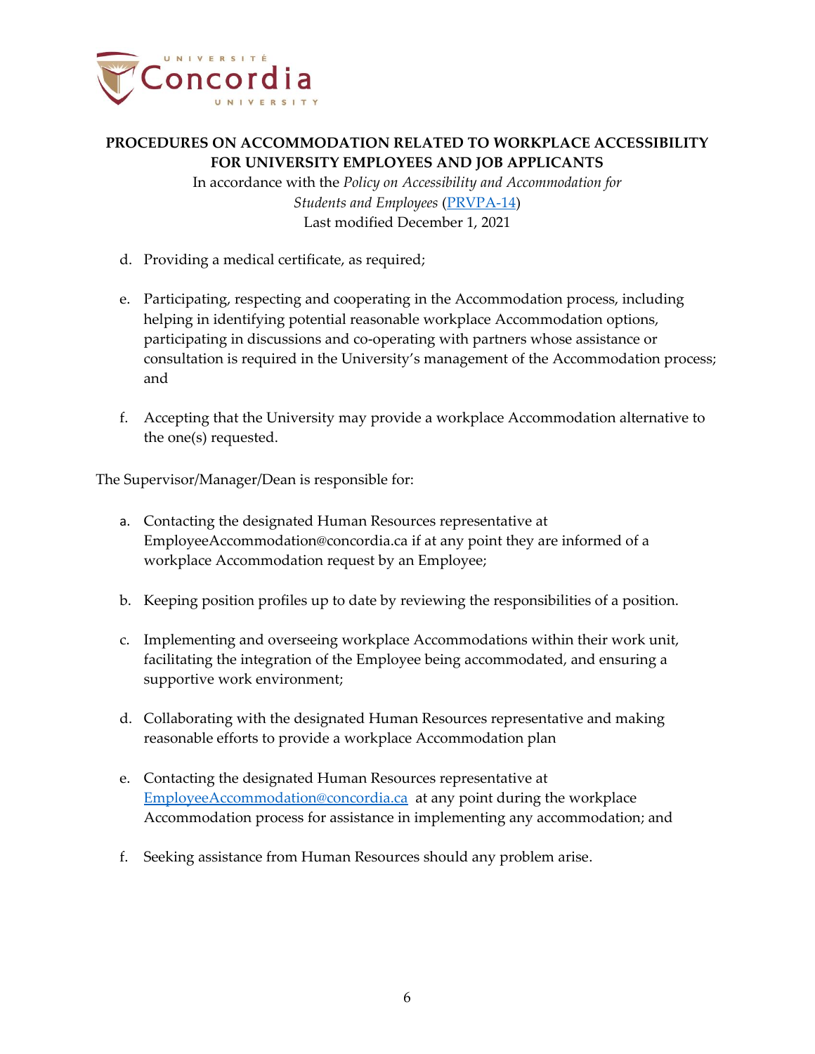d. Providing a medical certificate, as required;

e. Participating, respecting and cooperating in the Accommodation process, including helping in identifying potential reasonable workplace Accommodation options, participating in discussions and co-operating with partners whose assistance or consultation is required in the University's management of the Accommodation process; and

f. Accepting that the University may provide a workplace Accommodation alternative to the one(s) requested.

The Supervisor/Manager/Dean is responsible for:

a. Contacting the designated Human Resources representative at EmployeeAccommodation@concordia.ca if at any point they are informed of a workplace Accommodation request by an Employee;

b. Keeping position profiles up to date by reviewing the responsibilities of a position.

c. Implementing and overseeing workplace Accommodations within their work unit, facilitating the integration of the Employee being accommodated, and ensuring a supportive work environment;

d. Collaborating with the designated Human Resources representative and making reasonable efforts to provide a workplace Accommodation plan

e. Contacting the designated Human Resources representative at [EmployeeAccommodation@concordia.ca](mailto:EmployeeAccommodation@concordia.ca) at any point during the workplace Accommodation process for assistance in implementing any accommodation; and

f. Seeking assistance from Human Resources should any problem arise.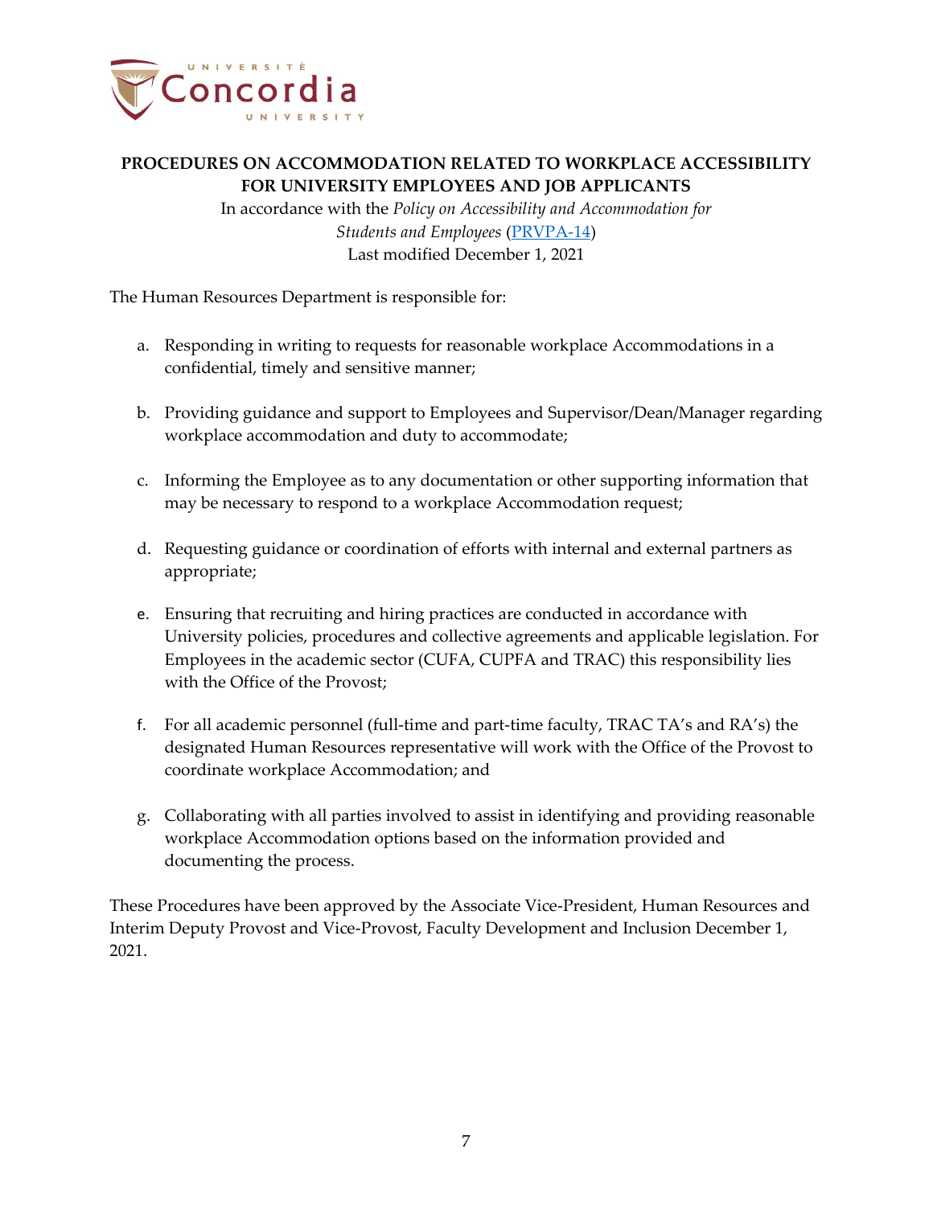**PROCEDURES ON ACCOMMODATION RELATED TO WORKPLACE ACCESSIBILITY FOR UNIVERSITY EMPLOYEES AND JOB APPLICANTS**

In accordance with the *Policy on Accessibility and Accommodation for Students and Employees* ([PRVPA-14](PRVPA-14))
Last modified December 1, 2021

The Human Resources Department is responsible for:

a. Responding in writing to requests for reasonable workplace Accommodations in a confidential, timely and sensitive manner;

b. Providing guidance and support to Employees and Supervisor/Dean/Manager regarding workplace accommodation and duty to accommodate;

c. Informing the Employee as to any documentation or other supporting information that may be necessary to respond to a workplace Accommodation request;

d. Requesting guidance or coordination of efforts with internal and external partners as appropriate;

e. Ensuring that recruiting and hiring practices are conducted in accordance with University policies, procedures and collective agreements and applicable legislation. For Employees in the academic sector (CUFA, CUPFA and TRAC) this responsibility lies with the Office of the Provost;

f. For all academic personnel (full-time and part-time faculty, TRAC TA's and RA's) the designated Human Resources representative will work with the Office of the Provost to coordinate workplace Accommodation; and

g. Collaborating with all parties involved to assist in identifying and providing reasonable workplace Accommodation options based on the information provided and documenting the process.

These Procedures have been approved by the Associate Vice-President, Human Resources and Interim Deputy Provost and Vice-Provost, Faculty Development and Inclusion December 1, 2021.